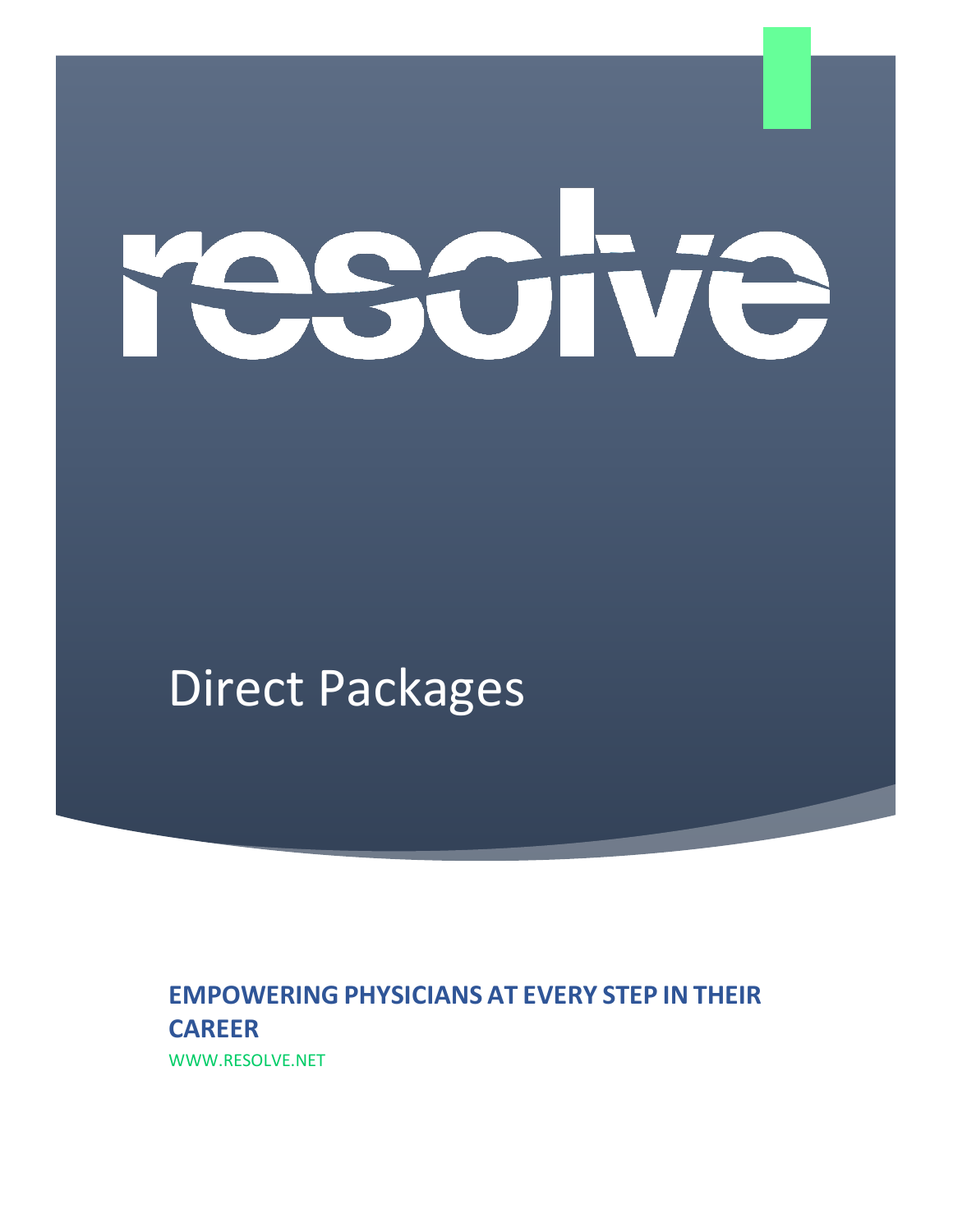resolve

# Direct Packages

**EMPOWERING PHYSICIANS AT EVERY STEP IN THEIR CAREER**

WWW.RESOLVE.NET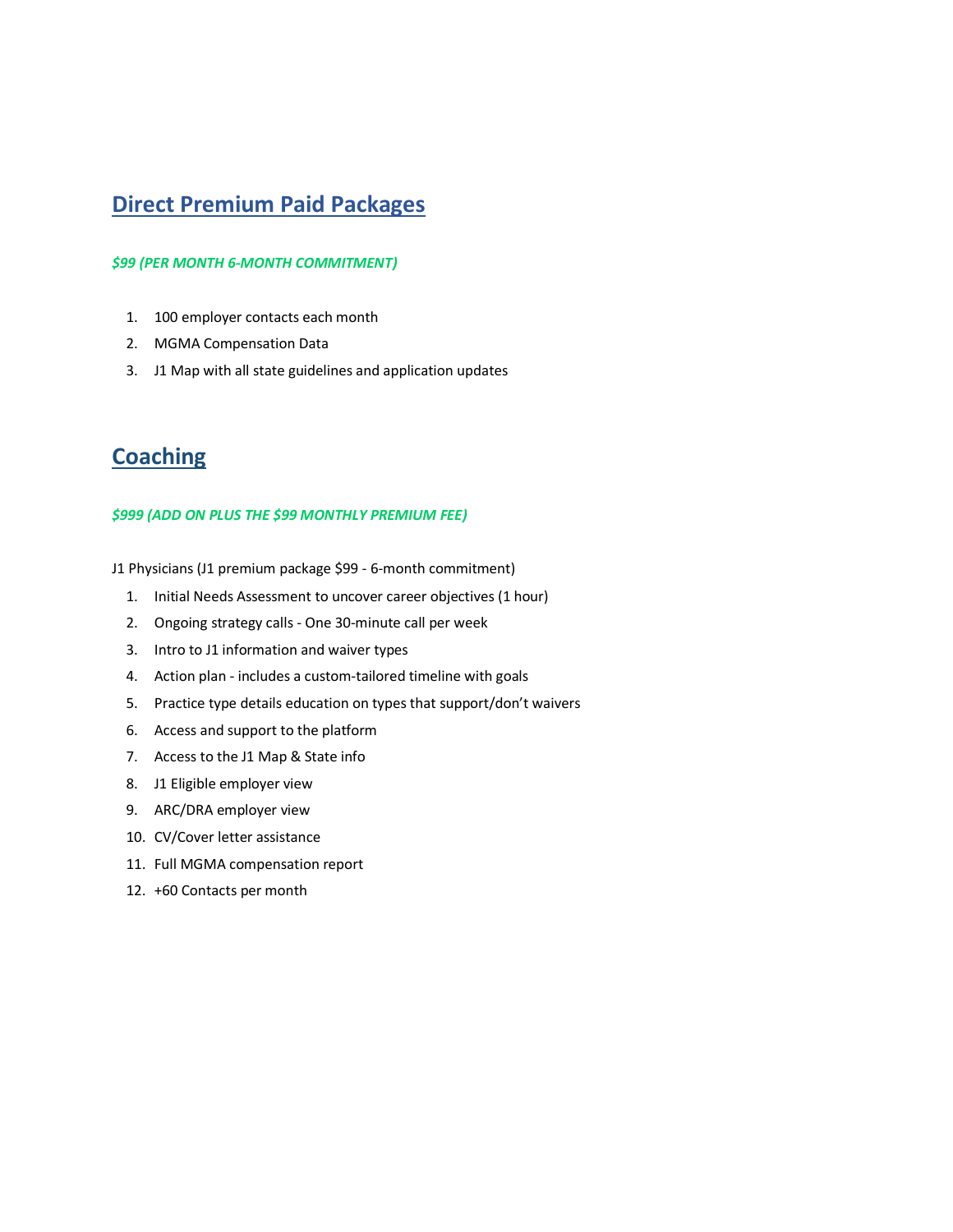## Direct Premium Paid Packages

***$99 (PER MONTH 6-MONTH COMMITMENT)***

1. 100 employer contacts each month
2. MGMA Compensation Data
3. J1 Map with all state guidelines and application updates

## Coaching

***$999 (ADD ON PLUS THE $99 MONTHLY PREMIUM FEE)***

J1 Physicians (J1 premium package $99 - 6-month commitment)

1. Initial Needs Assessment to uncover career objectives (1 hour)
2. Ongoing strategy calls - One 30-minute call per week
3. Intro to J1 information and waiver types
4. Action plan - includes a custom-tailored timeline with goals
5. Practice type details education on types that support/don't waivers
6. Access and support to the platform
7. Access to the J1 Map & State info
8. J1 Eligible employer view
9. ARC/DRA employer view
10. CV/Cover letter assistance
11. Full MGMA compensation report
12. +60 Contacts per month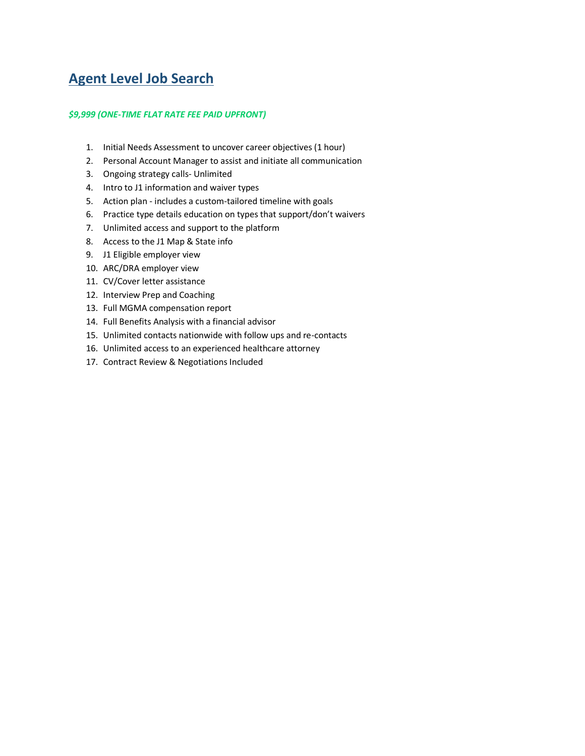# Agent Level Job Search

***$9,999 (ONE-TIME FLAT RATE FEE PAID UPFRONT)***

1. Initial Needs Assessment to uncover career objectives (1 hour)
2. Personal Account Manager to assist and initiate all communication
3. Ongoing strategy calls- Unlimited
4. Intro to J1 information and waiver types
5. Action plan - includes a custom-tailored timeline with goals
6. Practice type details education on types that support/don't waivers
7. Unlimited access and support to the platform
8. Access to the J1 Map & State info
9. J1 Eligible employer view
10. ARC/DRA employer view
11. CV/Cover letter assistance
12. Interview Prep and Coaching
13. Full MGMA compensation report
14. Full Benefits Analysis with a financial advisor
15. Unlimited contacts nationwide with follow ups and re-contacts
16. Unlimited access to an experienced healthcare attorney
17. Contract Review & Negotiations Included